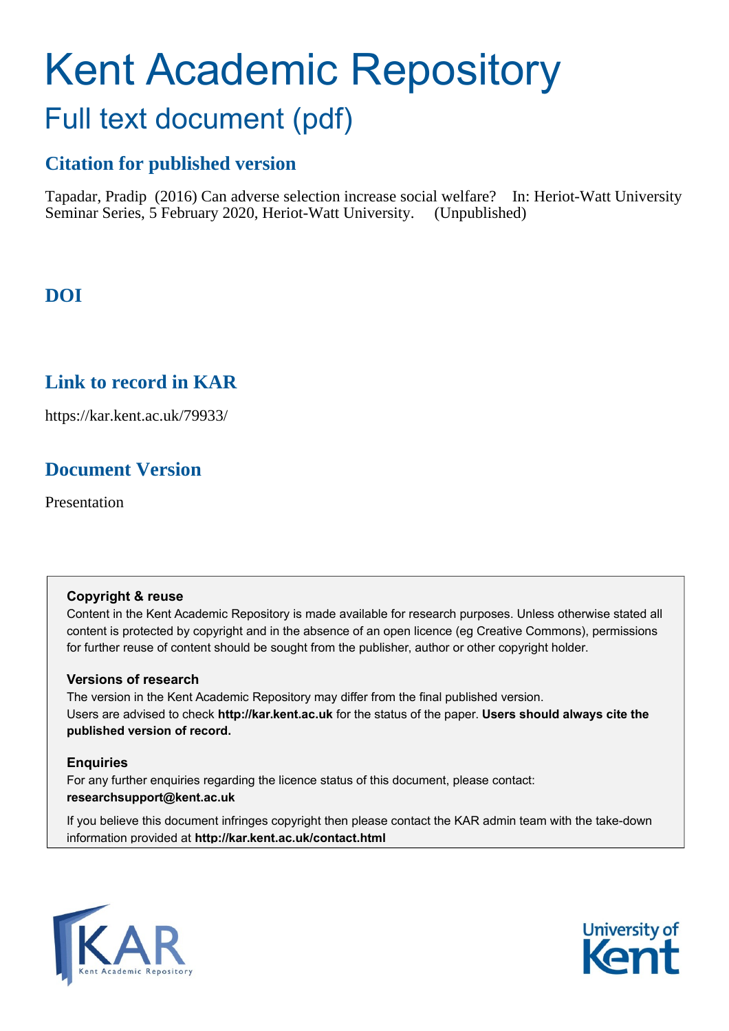# Kent Academic Repository

## Full text document (pdf)

### Citation for published version

Tapadar, Pradip (2016) Can adverse selection increase social welfare? In: Heriot-Watt University Seminar Series, 5 February 2020, Heriot-Watt University. (Unpublished)

### DOI

### Link to record in KAR

https://kar.kent.ac.uk/79933/

### Document Version

Presentation

**Copyright & reuse**

Content in the Kent Academic Repository is made available for research purposes. Unless otherwise stated all content is protected by copyright and in the absence of an open licence (eg Creative Commons), permissions for further reuse of content should be sought from the publisher, author or other copyright holder.

**Versions of research**

The version in the Kent Academic Repository may differ from the final published version. Users are advised to check **http://kar.kent.ac.uk** for the status of the paper. **Users should always cite the published version of record.**

**Enquiries**

For any further enquiries regarding the licence status of this document, please contact: **researchsupport@kent.ac.uk**

If you believe this document infringes copyright then please contact the KAR admin team with the take-down information provided at **http://kar.kent.ac.uk/contact.html**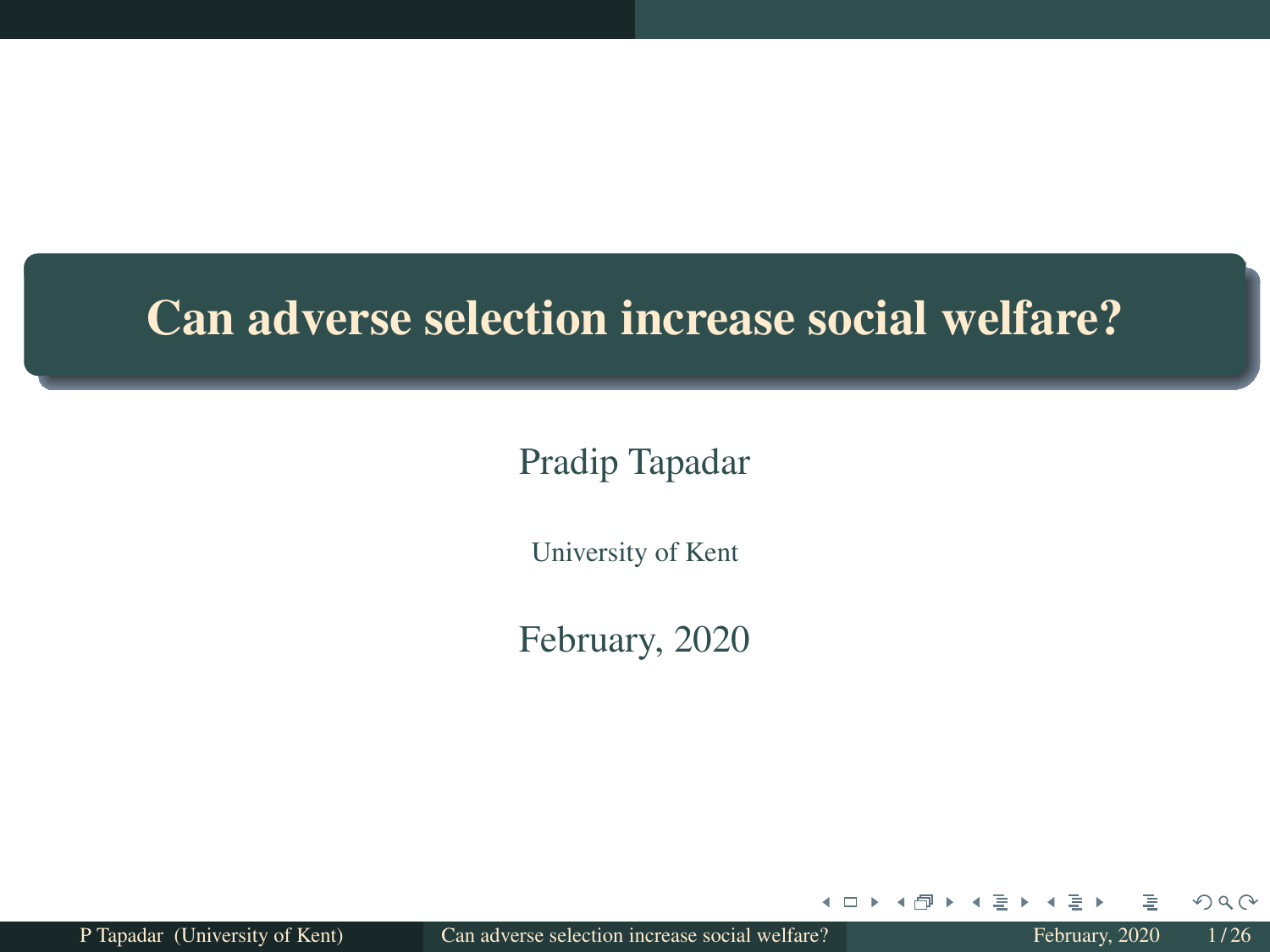# Can adverse selection increase social welfare?

Pradip Tapadar

University of Kent

February, 2020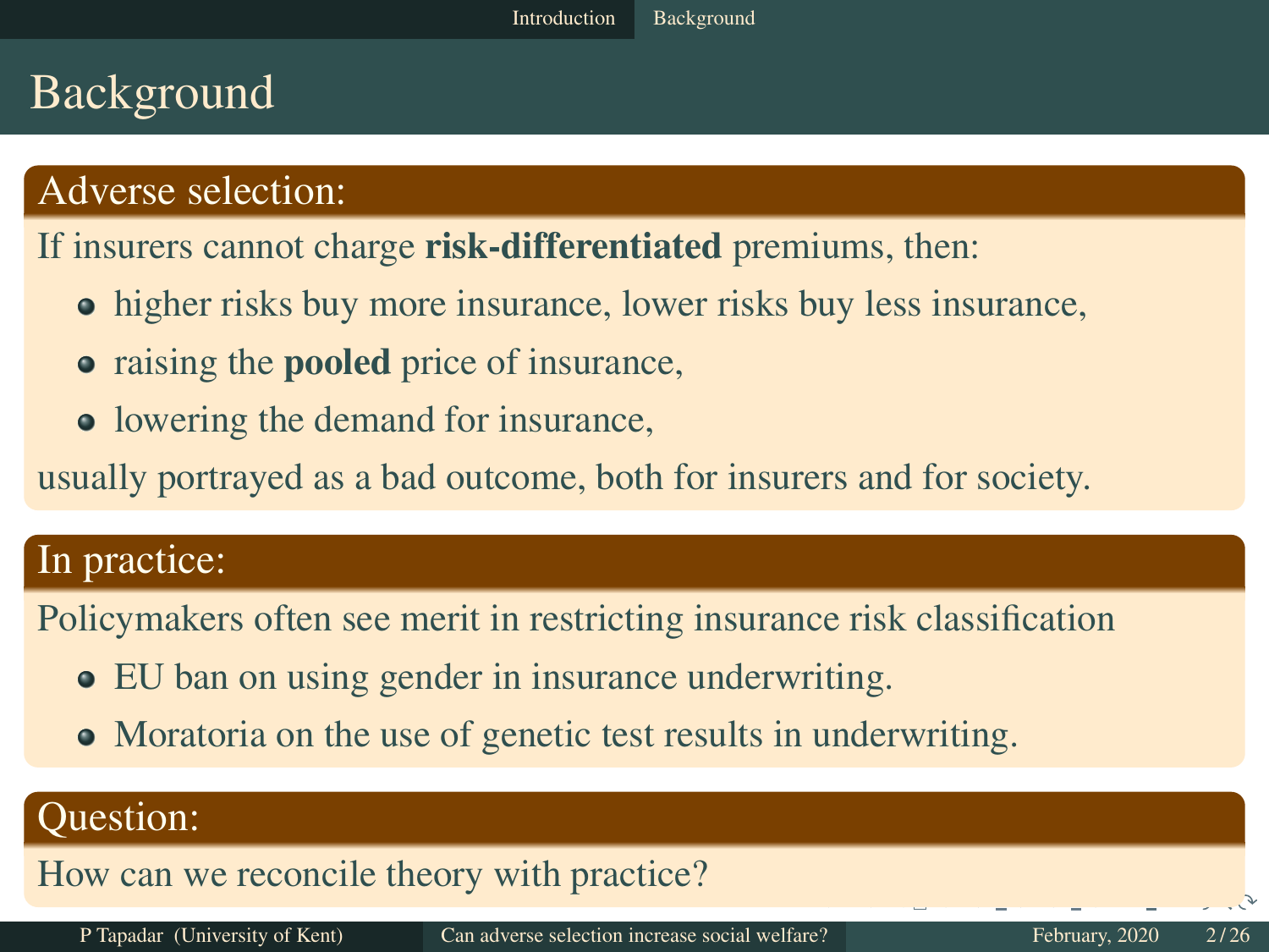# Background

## Adverse selection:

If insurers cannot charge **risk-differentiated** premiums, then:

- higher risks buy more insurance, lower risks buy less insurance,
- raising the **pooled** price of insurance,
- lowering the demand for insurance,

usually portrayed as a bad outcome, both for insurers and for society.

## In practice:

Policymakers often see merit in restricting insurance risk classification

- EU ban on using gender in insurance underwriting.
- Moratoria on the use of genetic test results in underwriting.

## Question:

How can we reconcile theory with practice?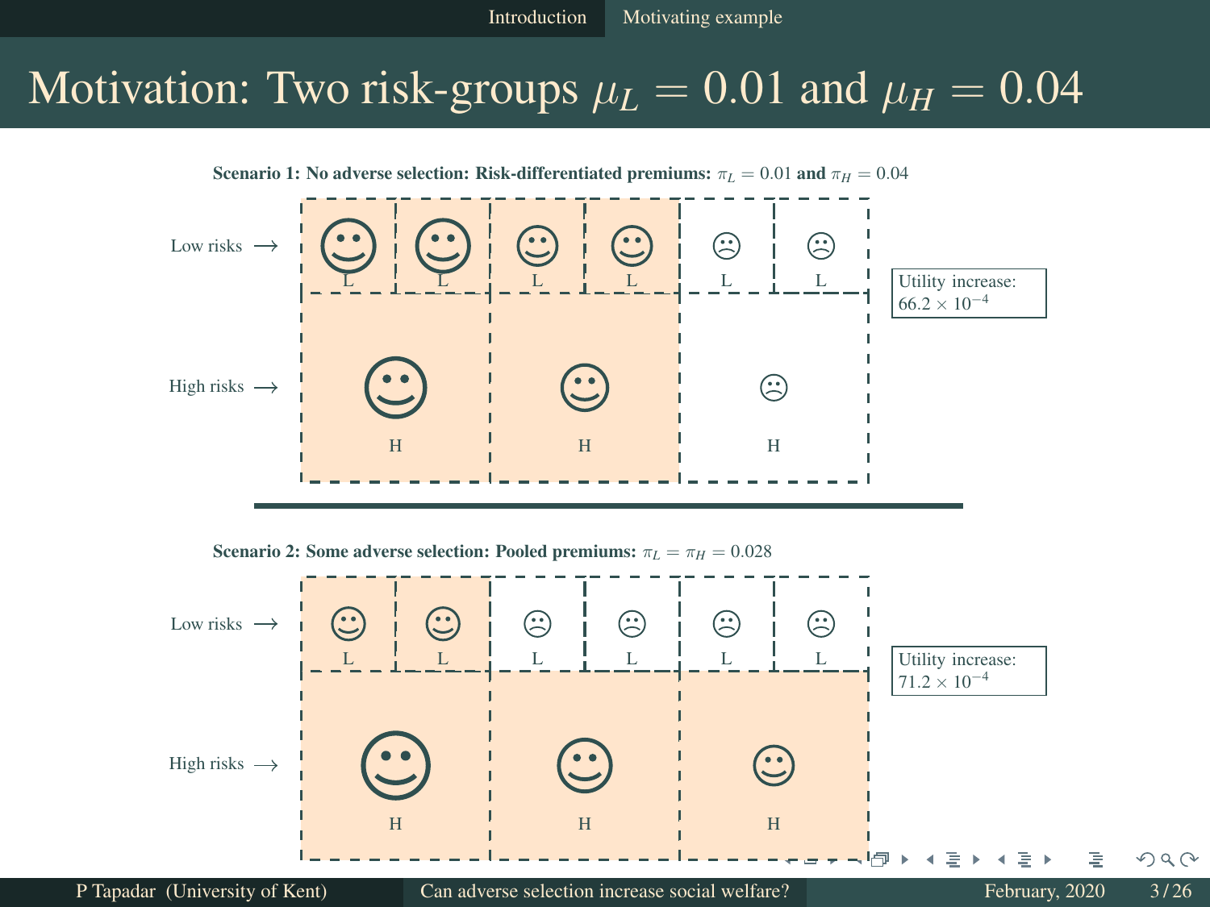# Motivation: Two risk-groups $\mu_L = 0.01$ and $\mu_H = 0.04$

**Scenario 1: No adverse selection: Risk-differentiated premiums:** $\pi_L = 0.01$ **and** $\pi_H = 0.04$

Low risks $\longrightarrow$ L L L L L L

High risks $\longrightarrow$ H H H

Utility increase: $66.2 \times 10^{-4}$

**Scenario 2: Some adverse selection: Pooled premiums:** $\pi_L = \pi_H = 0.028$

Low risks $\longrightarrow$ L L L L L L

High risks $\longrightarrow$ H H H

Utility increase: $71.2 \times 10^{-4}$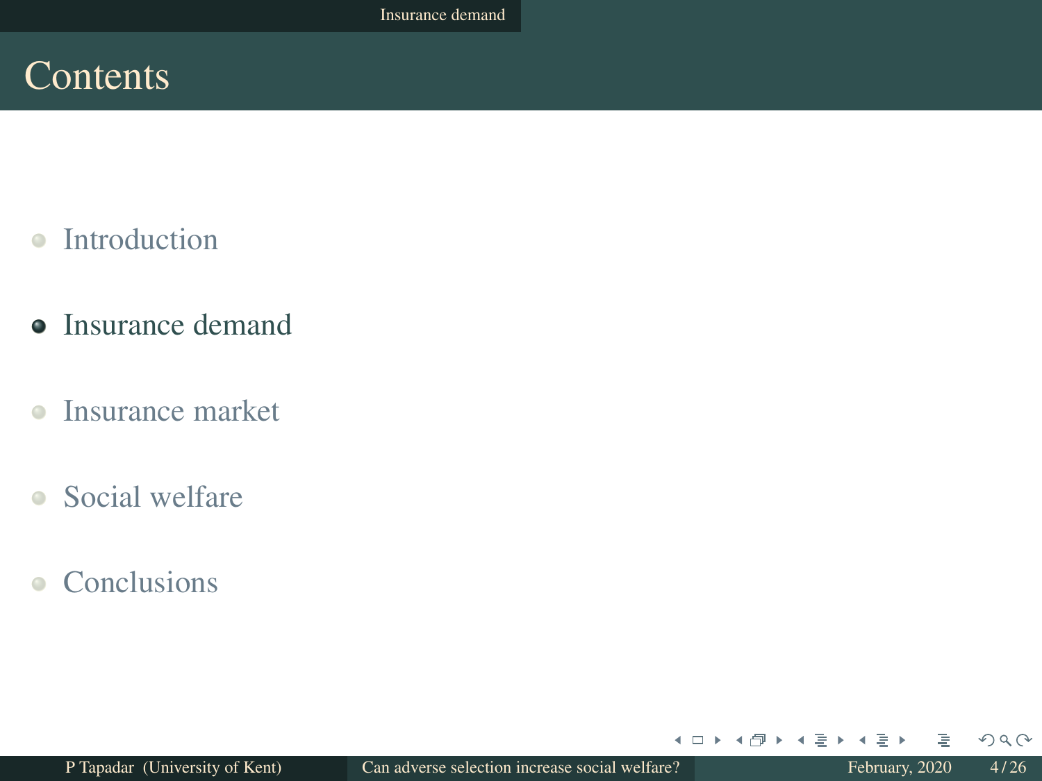# Contents

- Introduction
- Insurance demand
- Insurance market
- Social welfare
- Conclusions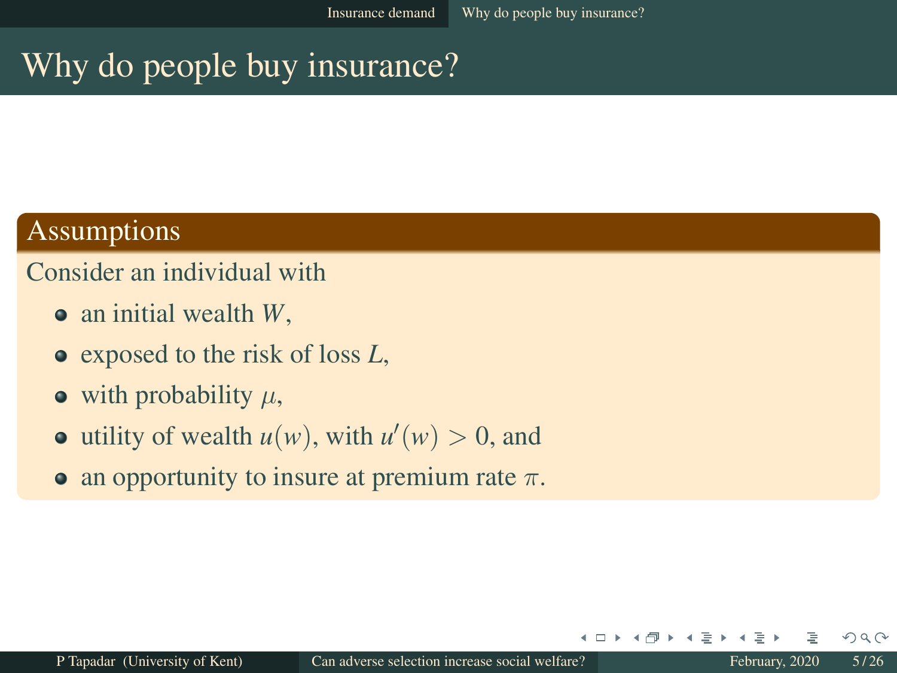# Why do people buy insurance?

## Assumptions

Consider an individual with

- an initial wealth $W$,
- exposed to the risk of loss $L$,
- with probability $\mu$,
- utility of wealth $u(w)$, with $u'(w) > 0$, and
- an opportunity to insure at premium rate $\pi$.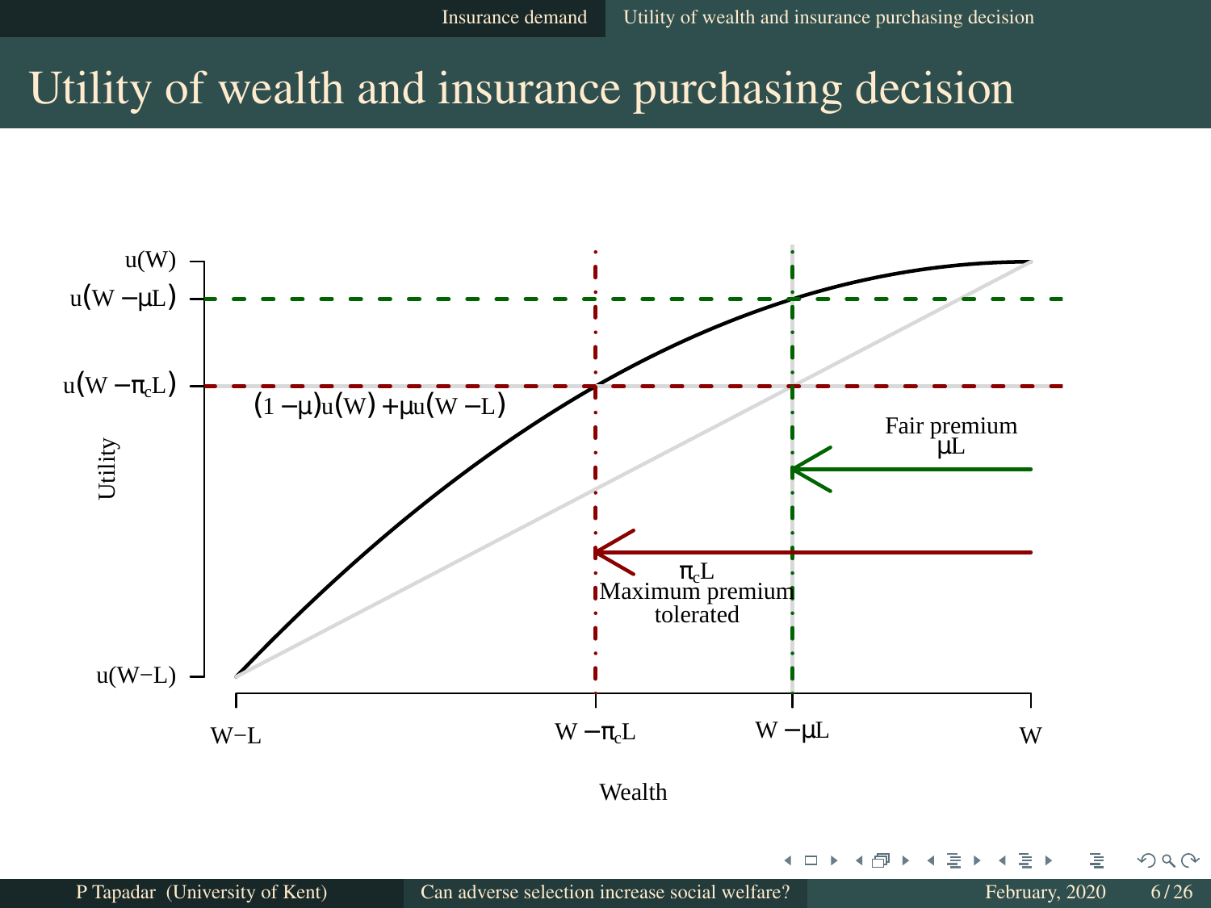# Utility of wealth and insurance purchasing decision

$u(W)$

$u(W - \mu L)$

$u(W - \pi_c L)$

$(1 - \mu)u(W) + \mu u(W - L)$

Fair premium
$\mu L$

$\pi_c L$
Maximum premium
tolerated

$u(W{-}L)$

Utility

$W{-}L$ $\quad W - \pi_c L \quad W - \mu L \quad W$

Wealth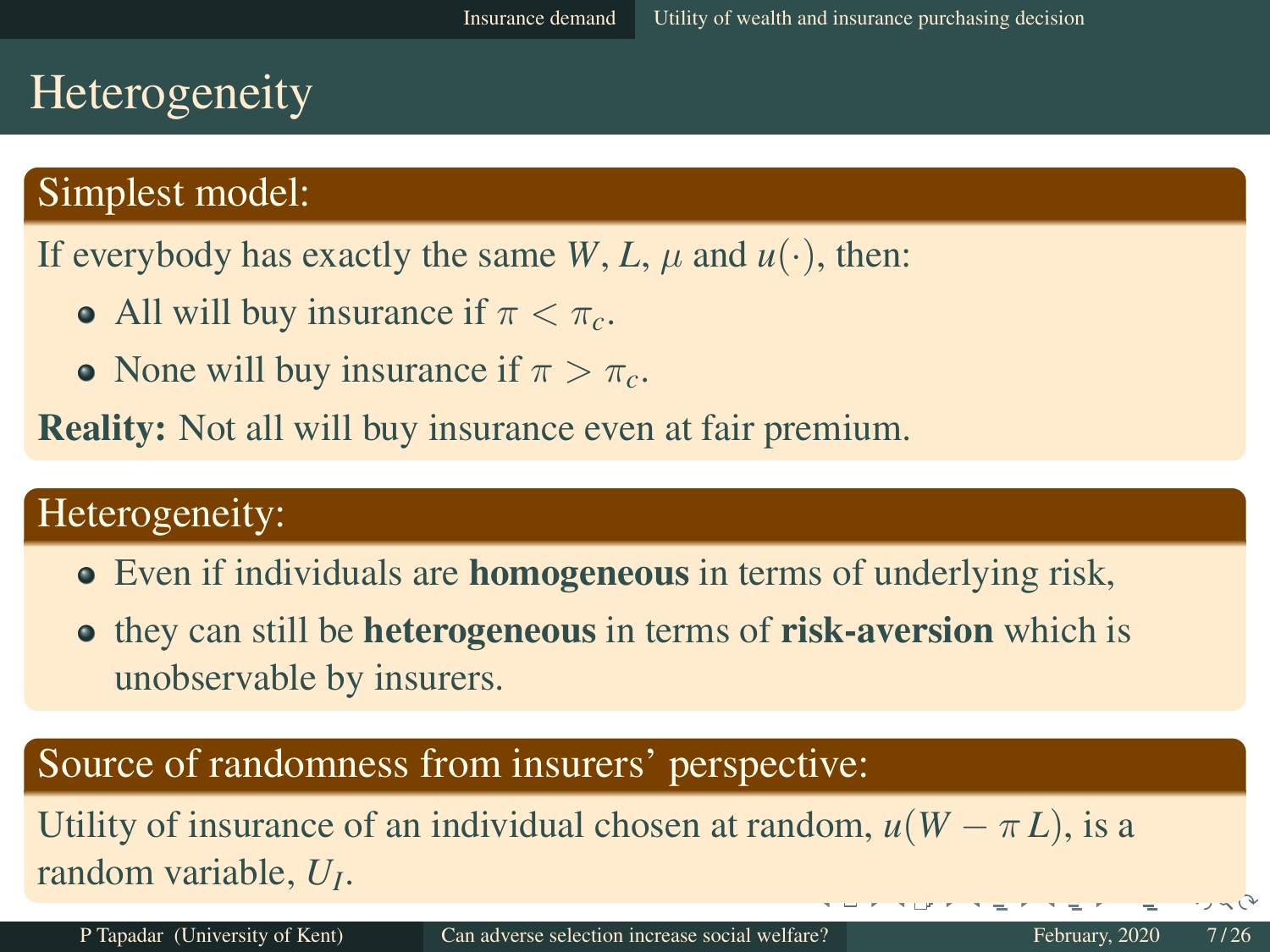# Heterogeneity

## Simplest model:

If everybody has exactly the same $W$, $L$, $\mu$ and $u(\cdot)$, then:

- All will buy insurance if $\pi < \pi_c$.
- None will buy insurance if $\pi > \pi_c$.

**Reality:** Not all will buy insurance even at fair premium.

## Heterogeneity:

- Even if individuals are **homogeneous** in terms of underlying risk,
- they can still be **heterogeneous** in terms of **risk-aversion** which is unobservable by insurers.

## Source of randomness from insurers' perspective:

Utility of insurance of an individual chosen at random, $u(W - \pi L)$, is a random variable, $U_I$.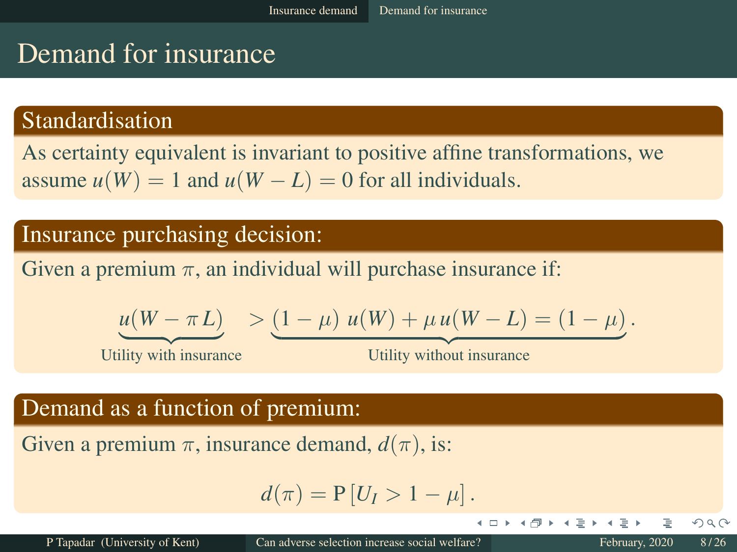# Demand for insurance

## Standardisation

As certainty equivalent is invariant to positive affine transformations, we assume $u(W) = 1$ and $u(W - L) = 0$ for all individuals.

## Insurance purchasing decision:

Given a premium $\pi$, an individual will purchase insurance if:

$$\underbrace{u(W - \pi L)}_{\text{Utility with insurance}} > \underbrace{(1 - \mu)\, u(W) + \mu\, u(W - L) = (1 - \mu)}_{\text{Utility without insurance}}.$$

## Demand as a function of premium:

Given a premium $\pi$, insurance demand, $d(\pi)$, is:

$$d(\pi) = \mathrm{P}\left[U_I > 1 - \mu\right].$$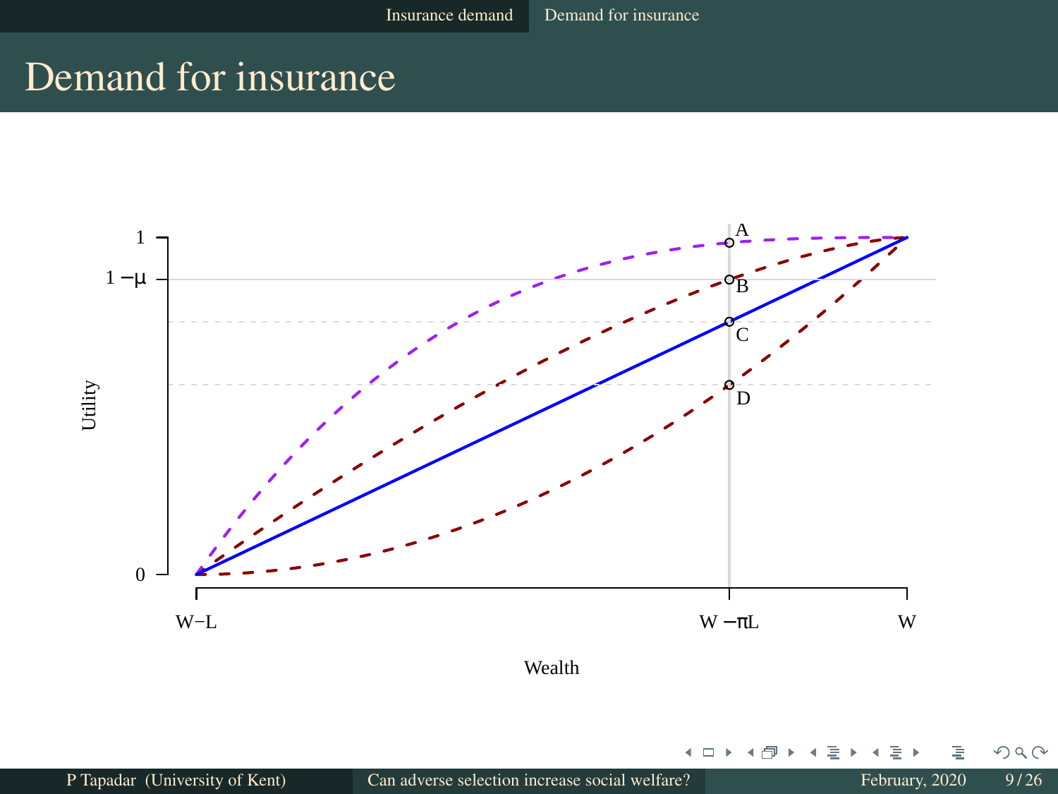# Demand for insurance

Utility

1

$1-\mu$

0

A

B

C

D

$W-L$

$W-\pi L$

$W$

Wealth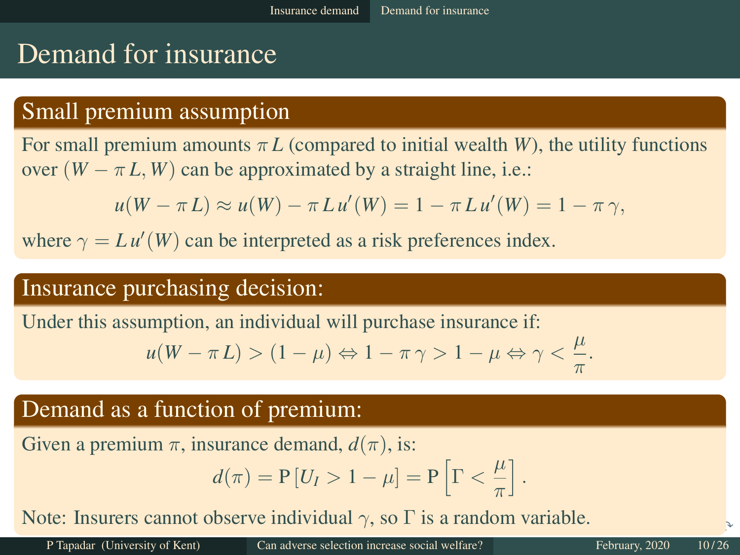# Demand for insurance

## Small premium assumption

For small premium amounts $\pi L$ (compared to initial wealth $W$), the utility functions over $(W - \pi L, W)$ can be approximated by a straight line, i.e.:

$$u(W - \pi L) \approx u(W) - \pi L u'(W) = 1 - \pi L u'(W) = 1 - \pi \gamma,$$

where $\gamma = L u'(W)$ can be interpreted as a risk preferences index.

## Insurance purchasing decision:

Under this assumption, an individual will purchase insurance if:

$$u(W - \pi L) > (1 - \mu) \Leftrightarrow 1 - \pi \gamma > 1 - \mu \Leftrightarrow \gamma < \frac{\mu}{\pi}.$$

## Demand as a function of premium:

Given a premium $\pi$, insurance demand, $d(\pi)$, is:

$$d(\pi) = \mathrm{P}\left[U_I > 1 - \mu\right] = \mathrm{P}\left[\Gamma < \frac{\mu}{\pi}\right].$$

Note: Insurers cannot observe individual $\gamma$, so $\Gamma$ is a random variable.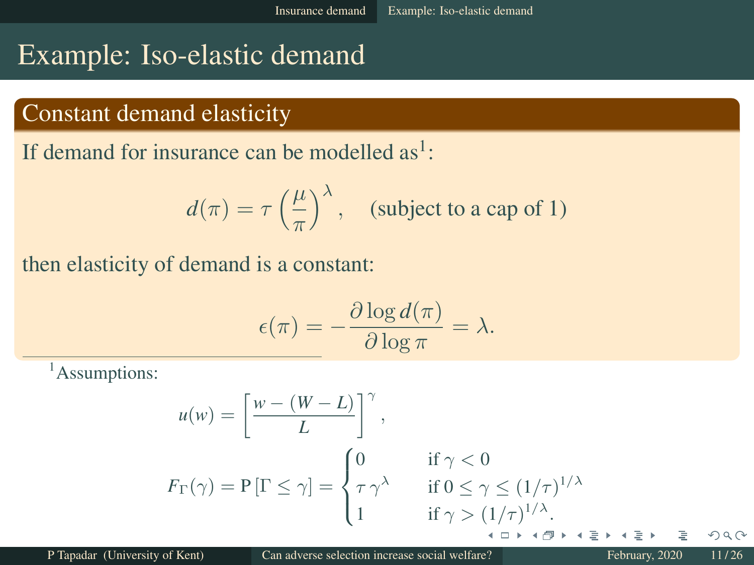# Example: Iso-elastic demand

## Constant demand elasticity

If demand for insurance can be modelled as[1]:

$$d(\pi) = \tau \left(\frac{\mu}{\pi}\right)^{\lambda}, \quad \text{(subject to a cap of 1)}$$

then elasticity of demand is a constant:

$$\epsilon(\pi) = -\frac{\partial \log d(\pi)}{\partial \log \pi} = \lambda.$$

---

[1] Assumptions:

$$u(w) = \left[\frac{w - (W - L)}{L}\right]^{\gamma},$$

$$F_{\Gamma}(\gamma) = \mathrm{P}\left[\Gamma \le \gamma\right] = \begin{cases} 0 & \text{if } \gamma < 0 \\ \tau\,\gamma^{\lambda} & \text{if } 0 \le \gamma \le (1/\tau)^{1/\lambda} \\ 1 & \text{if } \gamma > (1/\tau)^{1/\lambda}. \end{cases}$$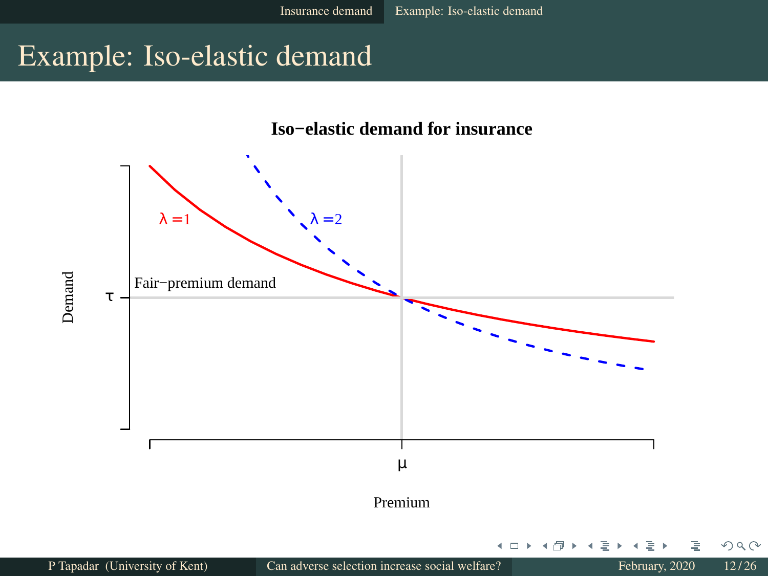# Example: Iso-elastic demand

**Iso−elastic demand for insurance**

Demand

$\tau$

Fair−premium demand

$\lambda = 1$

$\lambda = 2$

$\mu$

Premium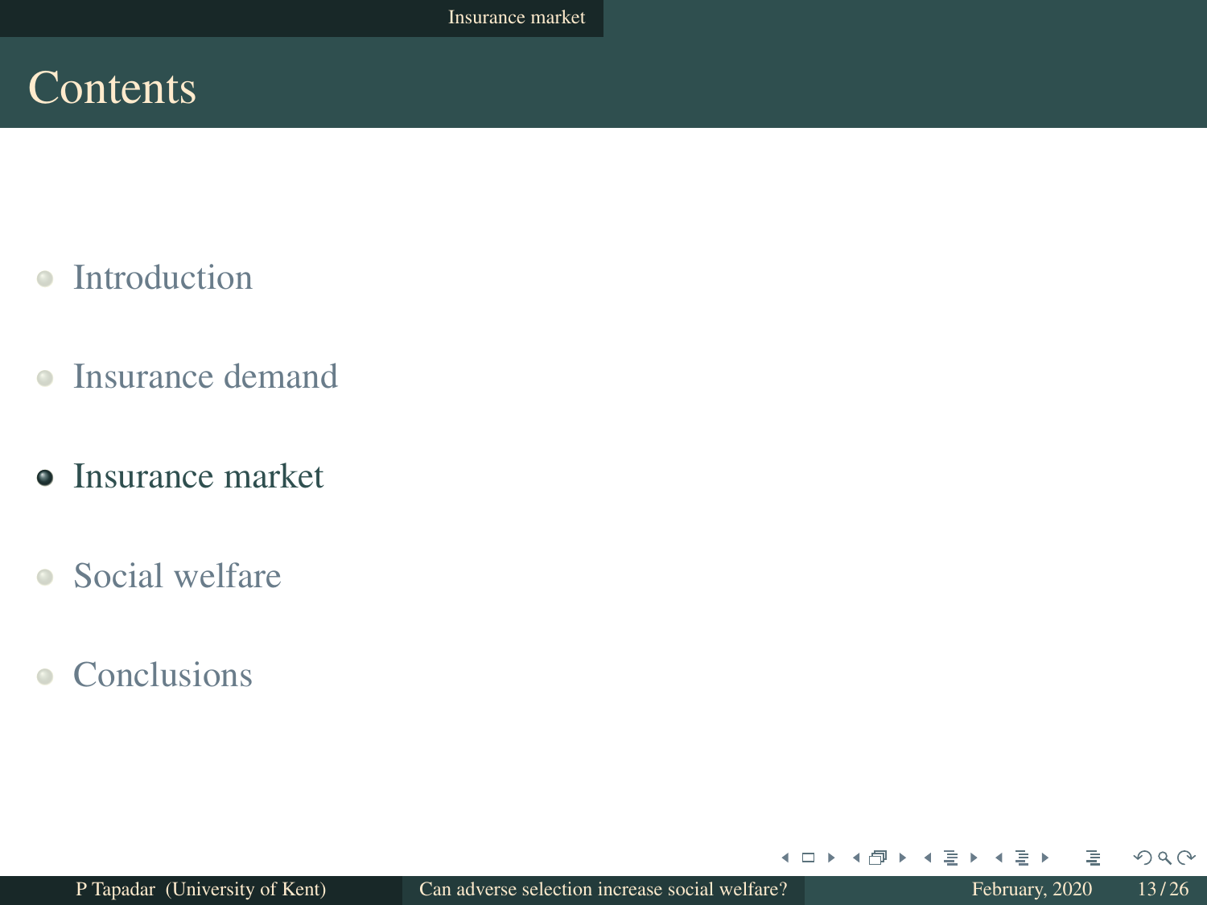# Contents

- Introduction
- Insurance demand
- **Insurance market**
- Social welfare
- Conclusions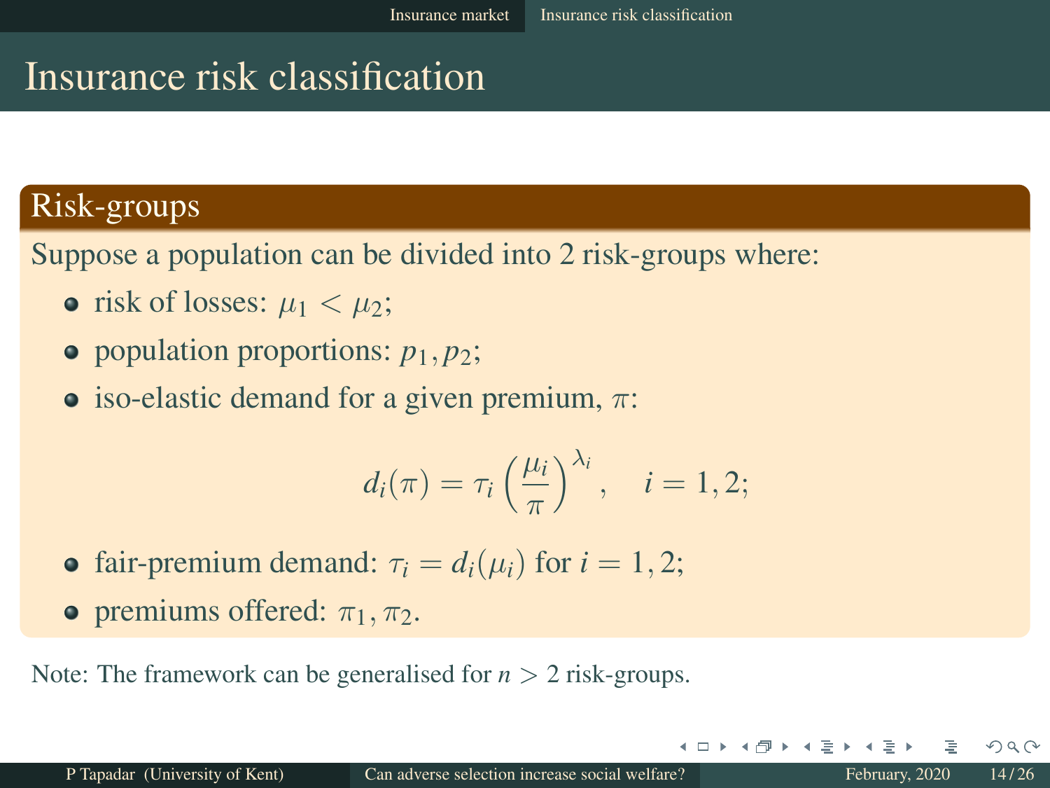# Insurance risk classification

## Risk-groups

Suppose a population can be divided into 2 risk-groups where:

- risk of losses: $\mu_1 < \mu_2$;
- population proportions: $p_1, p_2$;
- iso-elastic demand for a given premium, $\pi$:

$$d_i(\pi) = \tau_i \left(\frac{\mu_i}{\pi}\right)^{\lambda_i}, \quad i = 1, 2;$$

- fair-premium demand: $\tau_i = d_i(\mu_i)$ for $i = 1, 2$;
- premiums offered: $\pi_1, \pi_2$.

Note: The framework can be generalised for $n > 2$ risk-groups.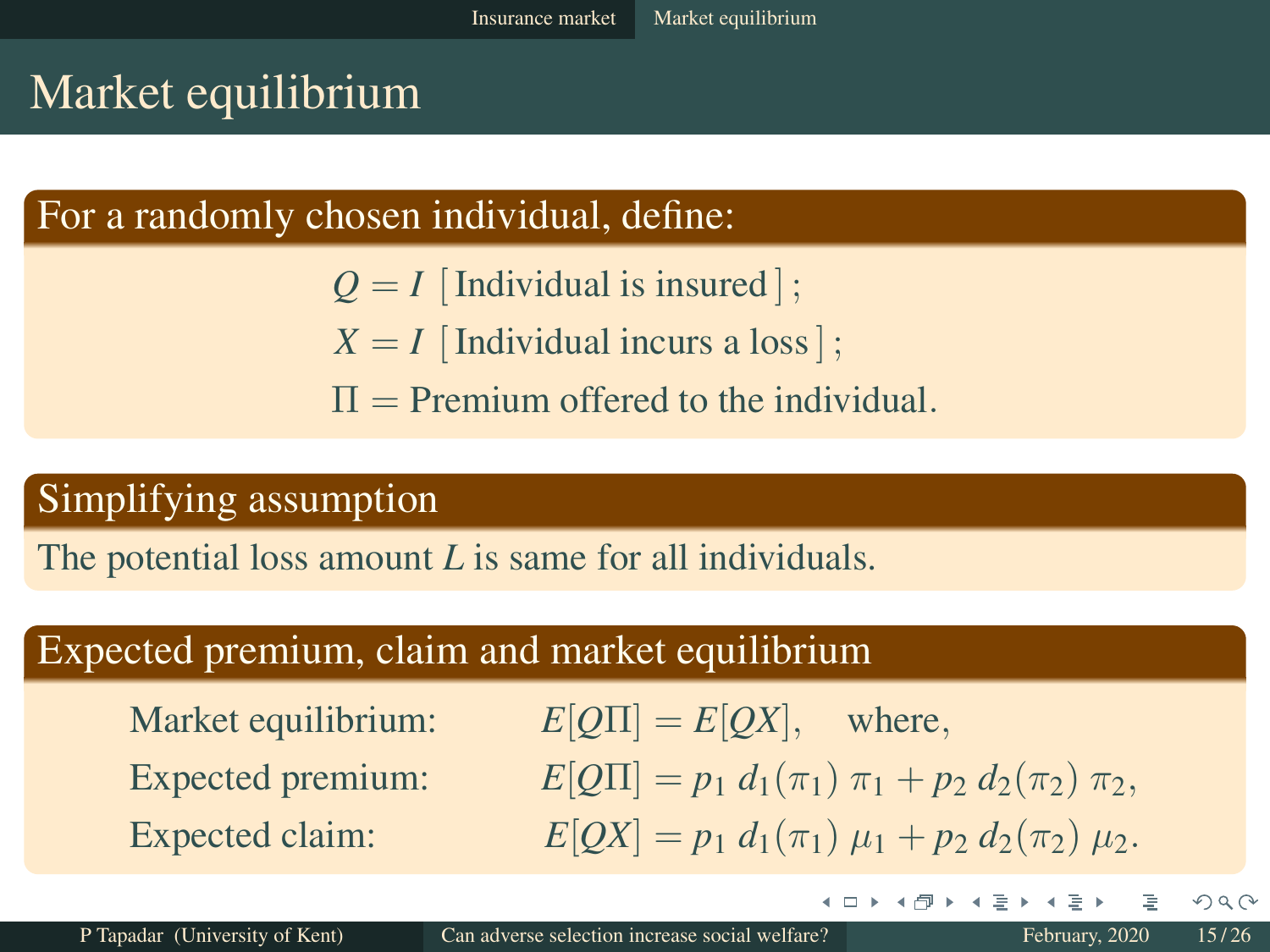# Market equilibrium

### For a randomly chosen individual, define:

$$Q = I\,[\,\text{Individual is insured}\,];$$
$$X = I\,[\,\text{Individual incurs a loss}\,];$$
$$\Pi = \text{Premium offered to the individual}.$$

### Simplifying assumption

The potential loss amount $L$ is same for all individuals.

### Expected premium, claim and market equilibrium

Market equilibrium: $E[Q\Pi] = E[QX]$, where,

Expected premium: $E[Q\Pi] = p_1\, d_1(\pi_1)\, \pi_1 + p_2\, d_2(\pi_2)\, \pi_2,$

Expected claim: $E[QX] = p_1\, d_1(\pi_1)\, \mu_1 + p_2\, d_2(\pi_2)\, \mu_2.$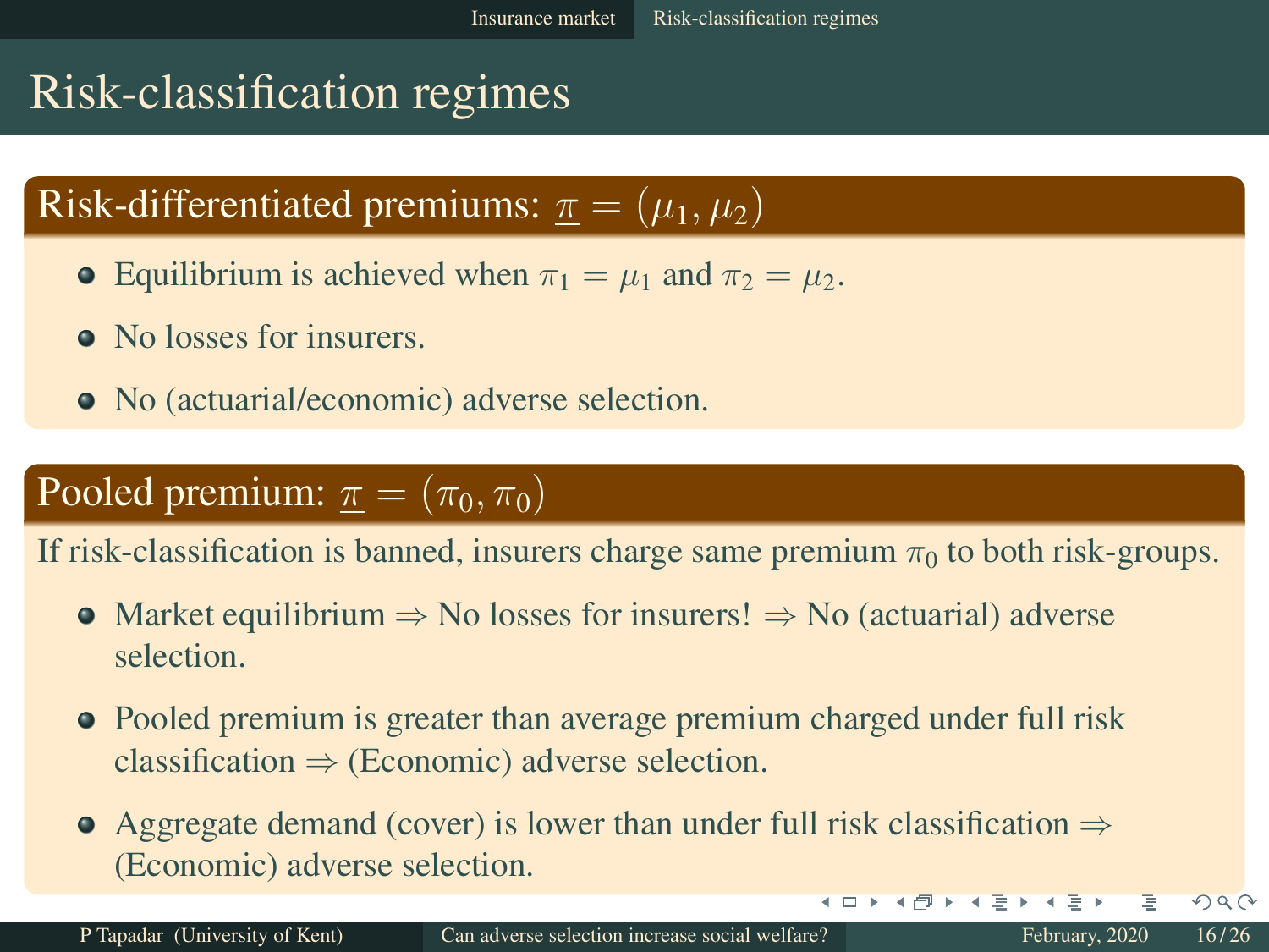# Risk-classification regimes

## Risk-differentiated premiums: $\underline{\pi} = (\mu_1, \mu_2)$

- Equilibrium is achieved when $\pi_1 = \mu_1$ and $\pi_2 = \mu_2$.
- No losses for insurers.
- No (actuarial/economic) adverse selection.

## Pooled premium: $\underline{\pi} = (\pi_0, \pi_0)$

If risk-classification is banned, insurers charge same premium $\pi_0$ to both risk-groups.

- Market equilibrium $\Rightarrow$ No losses for insurers! $\Rightarrow$ No (actuarial) adverse selection.
- Pooled premium is greater than average premium charged under full risk classification $\Rightarrow$ (Economic) adverse selection.
- Aggregate demand (cover) is lower than under full risk classification $\Rightarrow$ (Economic) adverse selection.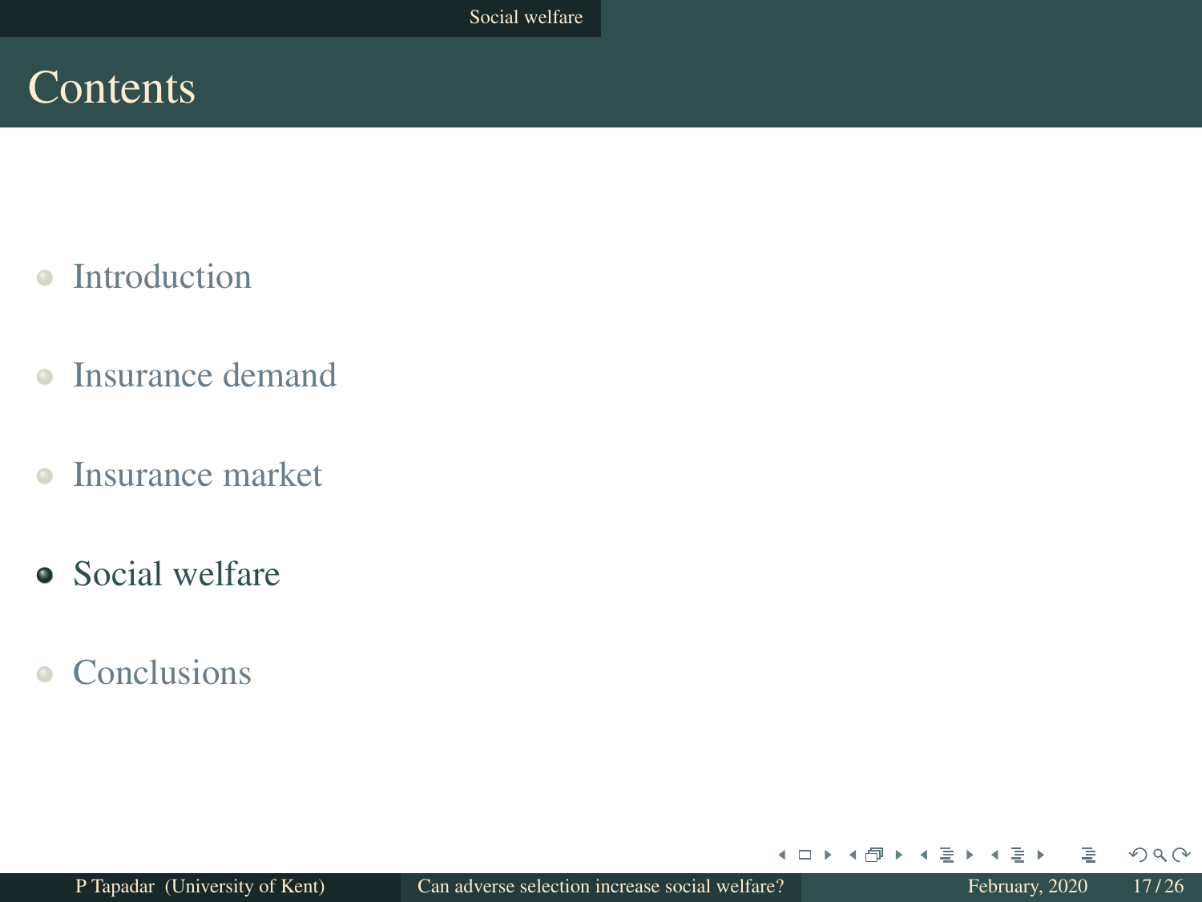# Contents

- Introduction
- Insurance demand
- Insurance market
- Social welfare
- Conclusions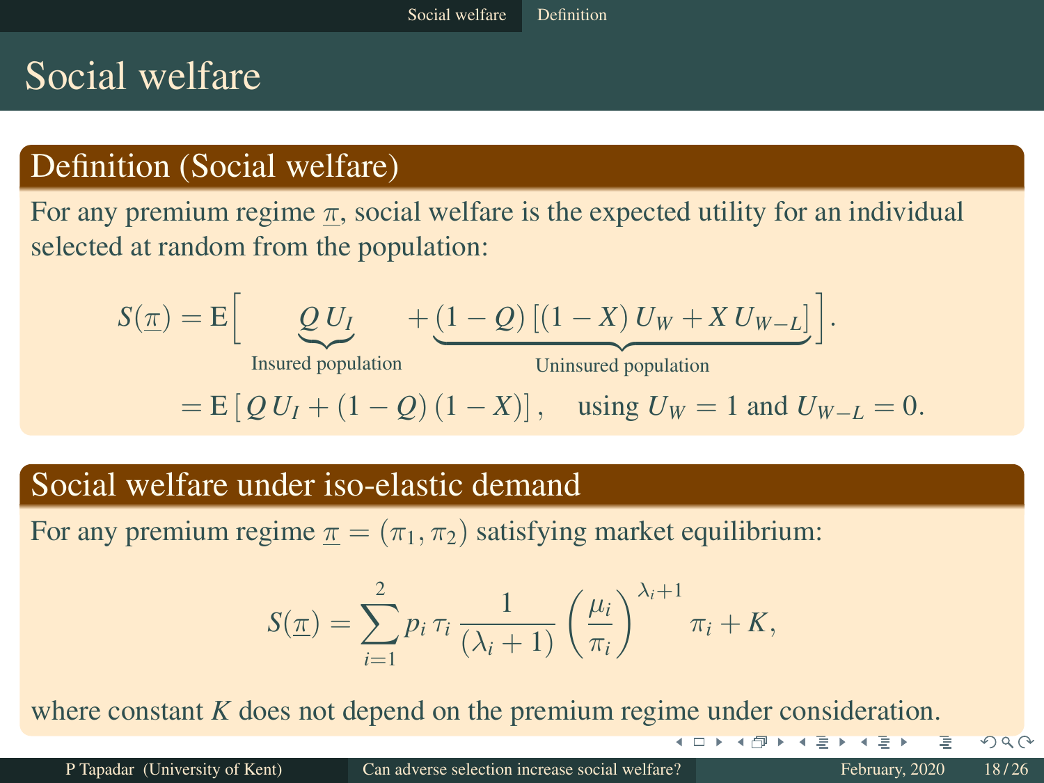# Social welfare

## Definition (Social welfare)

For any premium regime $\underline{\pi}$, social welfare is the expected utility for an individual selected at random from the population:

$$S(\underline{\pi}) = \mathrm{E}\Big[ \underbrace{Q\, U_I}_{\text{Insured population}} + \underbrace{(1-Q)\,[(1-X)\,U_W + X\,U_{W-L}]}_{\text{Uninsured population}} \Big].$$

$$= \mathrm{E}\,[\,Q\,U_I + (1-Q)\,(1-X)]\,, \quad \text{using } U_W = 1 \text{ and } U_{W-L} = 0.$$

## Social welfare under iso-elastic demand

For any premium regime $\underline{\pi} = (\pi_1, \pi_2)$ satisfying market equilibrium:

$$S(\underline{\pi}) = \sum_{i=1}^{2} p_i\,\tau_i\,\frac{1}{(\lambda_i + 1)}\left(\frac{\mu_i}{\pi_i}\right)^{\lambda_i+1} \pi_i + K,$$

where constant $K$ does not depend on the premium regime under consideration.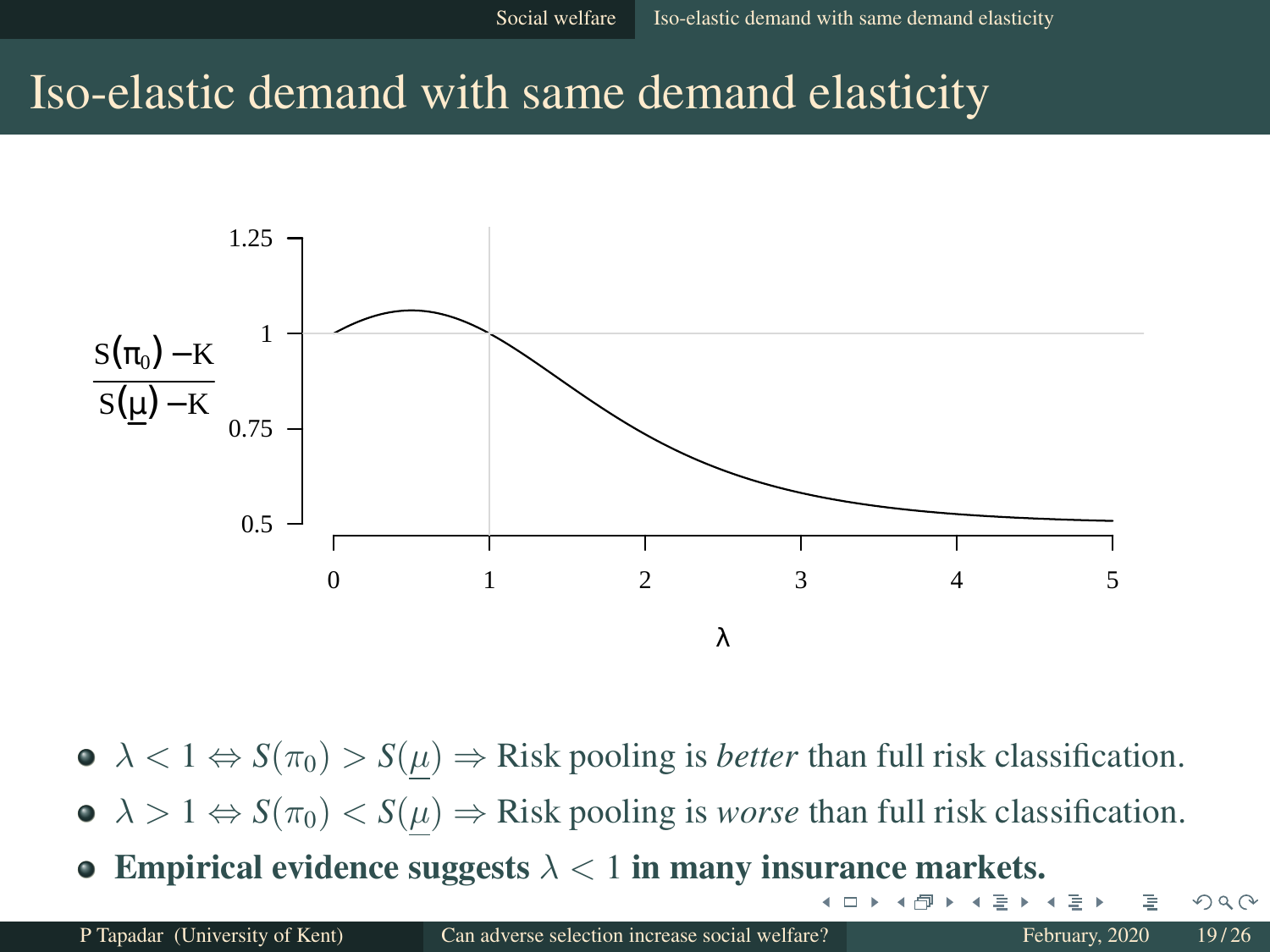# Iso-elastic demand with same demand elasticity

- $\lambda < 1 \Leftrightarrow S(\pi_0) > S(\underline{\mu}) \Rightarrow$ Risk pooling is *better* than full risk classification.
- $\lambda > 1 \Leftrightarrow S(\pi_0) < S(\underline{\mu}) \Rightarrow$ Risk pooling is *worse* than full risk classification.
- **Empirical evidence suggests $\lambda < 1$ in many insurance markets.**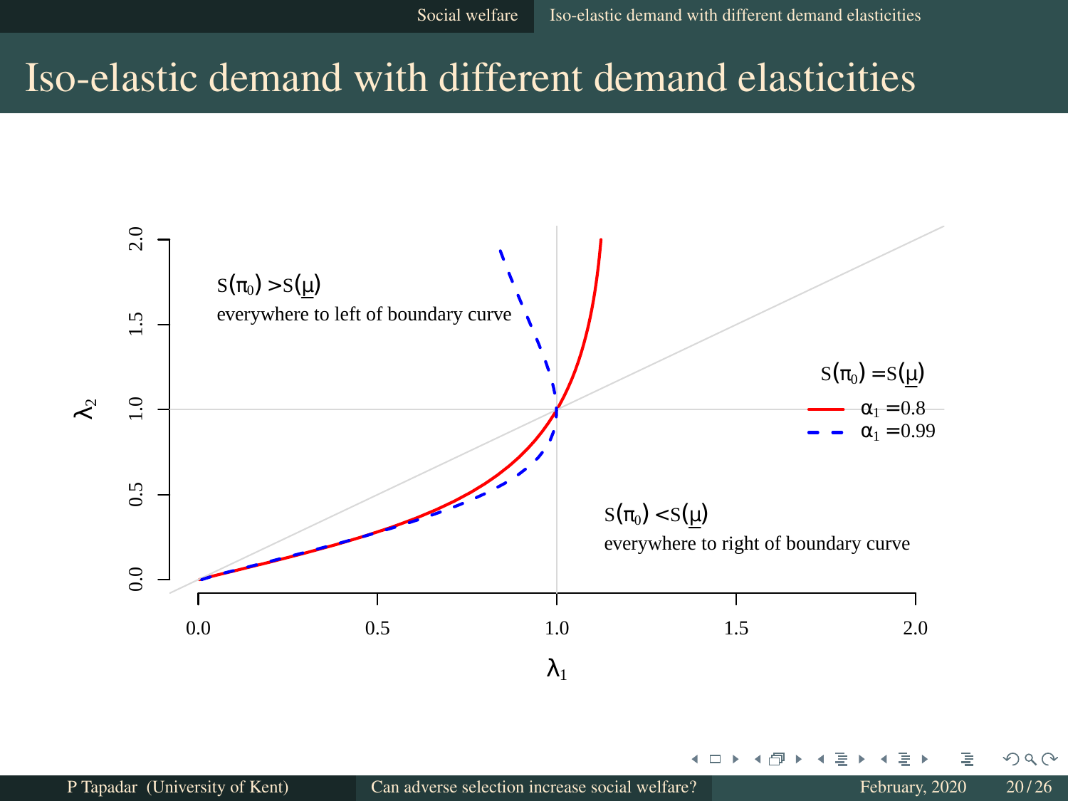# Iso-elastic demand with different demand elasticities

$s(\pi_0) > s(\underline{\mu})$

everywhere to left of boundary curve

$s(\pi_0) = s(\underline{\mu})$

$\alpha_1 = 0.8$

$\alpha_1 = 0.99$

$s(\pi_0) < s(\underline{\mu})$

everywhere to right of boundary curve

$\lambda_1$

$\lambda_2$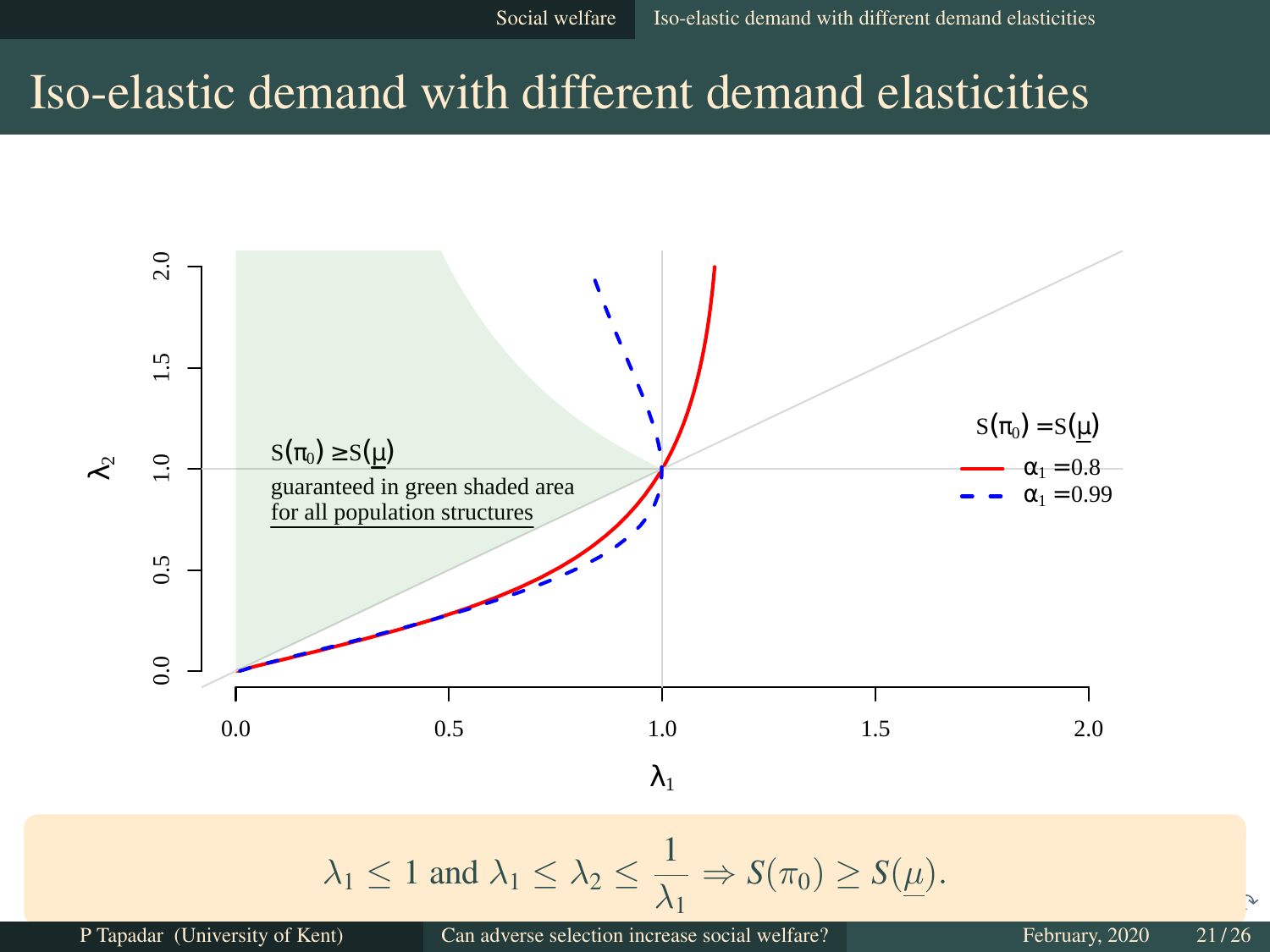# Iso-elastic demand with different demand elasticities

$S(\pi_0) \geq S(\underline{\mu})$

guaranteed in green shaded area for all population structures

$S(\pi_0) = S(\underline{\mu})$

- $\alpha_1 = 0.8$
- $\alpha_1 = 0.99$

$\lambda_1$

$\lambda_2$

$$\lambda_1 \leq 1 \text{ and } \lambda_1 \leq \lambda_2 \leq \frac{1}{\lambda_1} \Rightarrow S(\pi_0) \geq S(\underline{\mu}).$$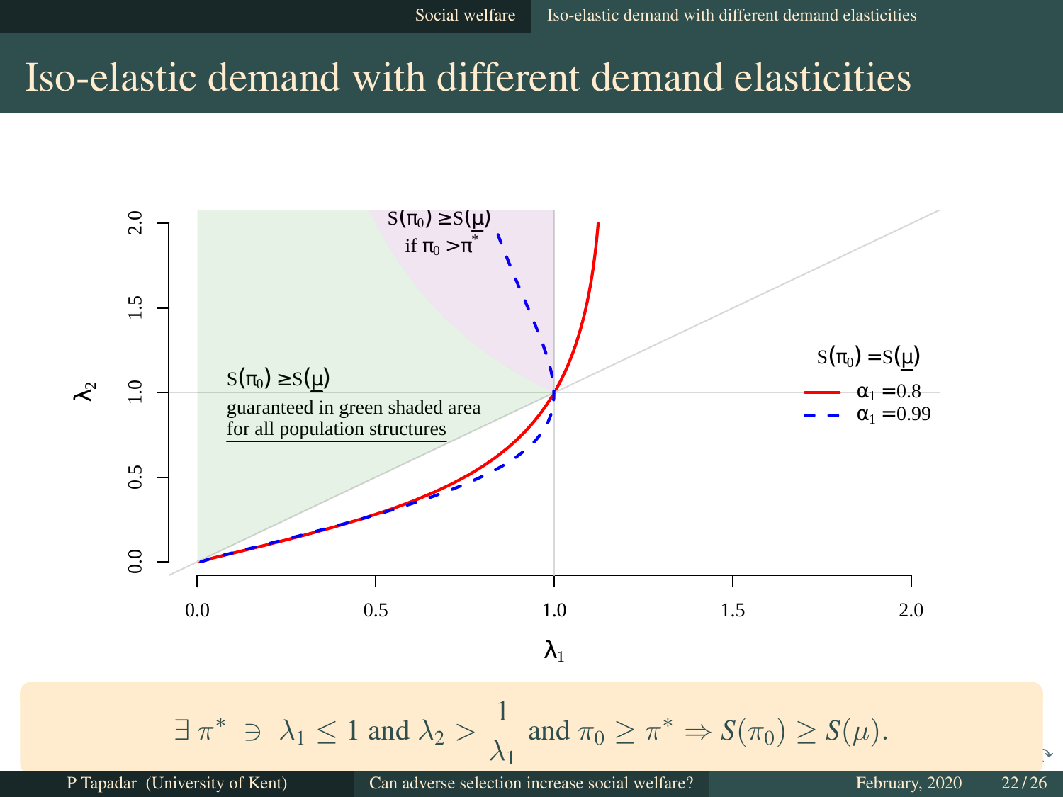# Iso-elastic demand with different demand elasticities

$S(\pi_0) \geq S(\underline{\mu})$ if $\pi_0 > \pi^*$

$S(\pi_0) \geq S(\underline{\mu})$ guaranteed in green shaded area for all population structures

$S(\pi_0) = S(\underline{\mu})$

- $\alpha_1 = 0.8$
- $\alpha_1 = 0.99$

$\lambda_1$

$\lambda_2$

$$\exists\, \pi^* \ni \lambda_1 \leq 1 \text{ and } \lambda_2 > \frac{1}{\lambda_1} \text{ and } \pi_0 \geq \pi^* \Rightarrow S(\pi_0) \geq S(\underline{\mu}).$$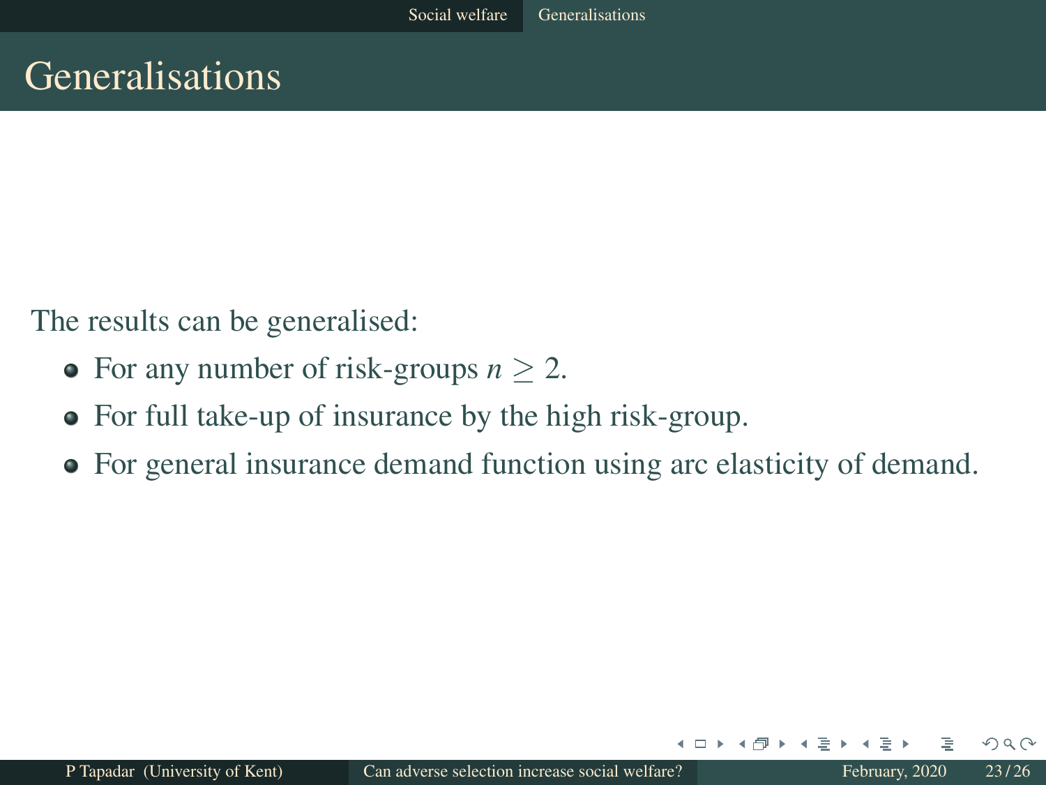# Generalisations

The results can be generalised:

- For any number of risk-groups $n \geq 2$.
- For full take-up of insurance by the high risk-group.
- For general insurance demand function using arc elasticity of demand.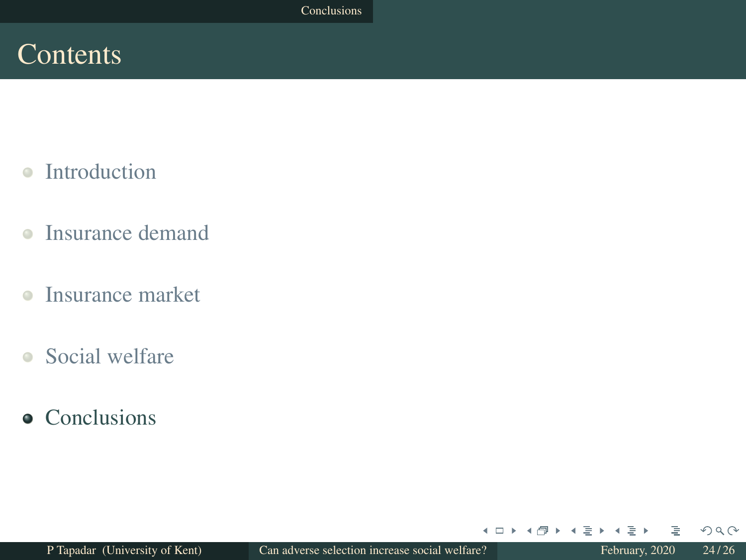# Contents

- Introduction
- Insurance demand
- Insurance market
- Social welfare
- Conclusions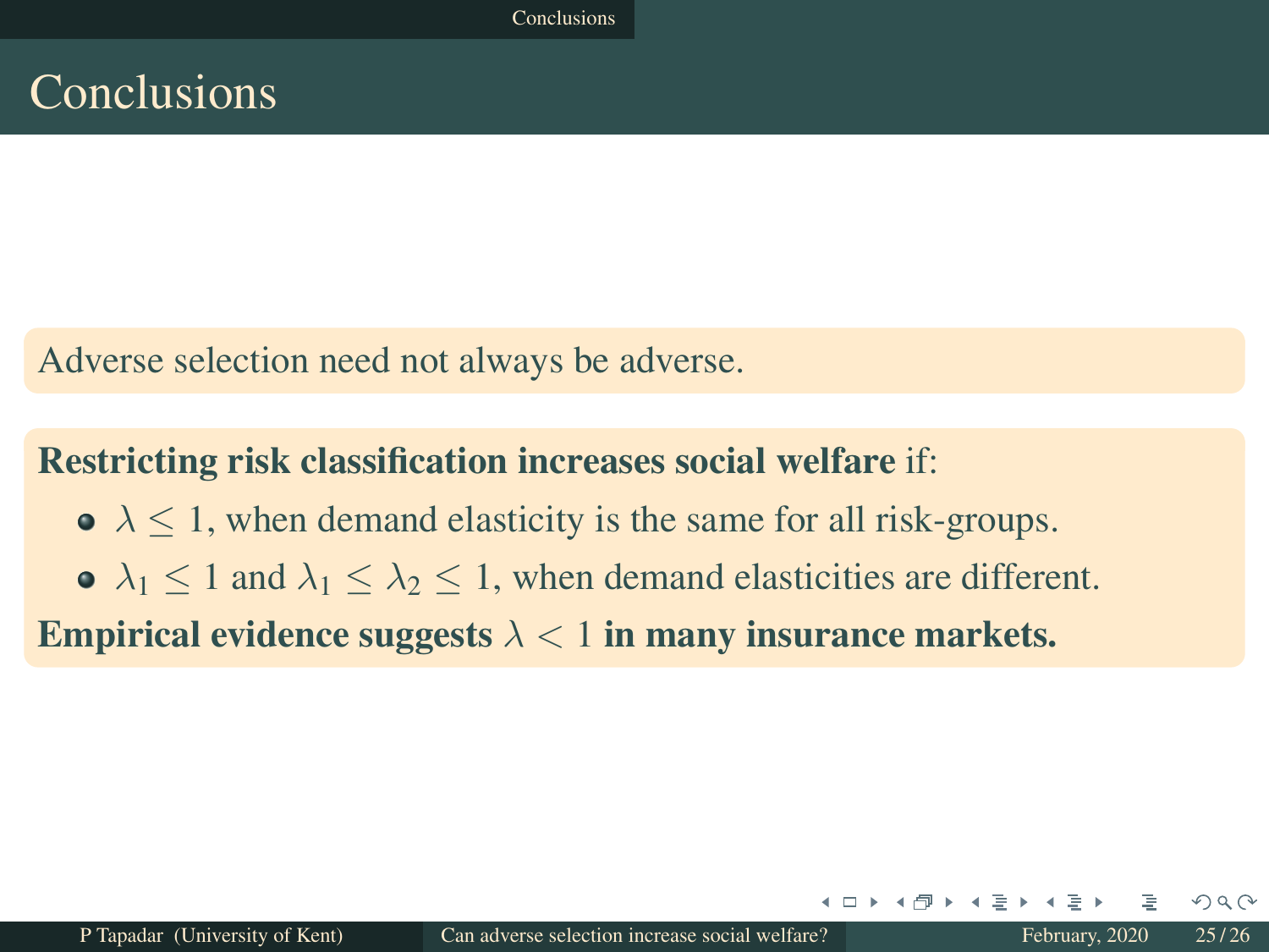# Conclusions

Adverse selection need not always be adverse.

**Restricting risk classification increases social welfare** if:

- $\lambda \leq 1$, when demand elasticity is the same for all risk-groups.
- $\lambda_1 \leq 1$ and $\lambda_1 \leq \lambda_2 \leq 1$, when demand elasticities are different.

**Empirical evidence suggests $\lambda < 1$ in many insurance markets.**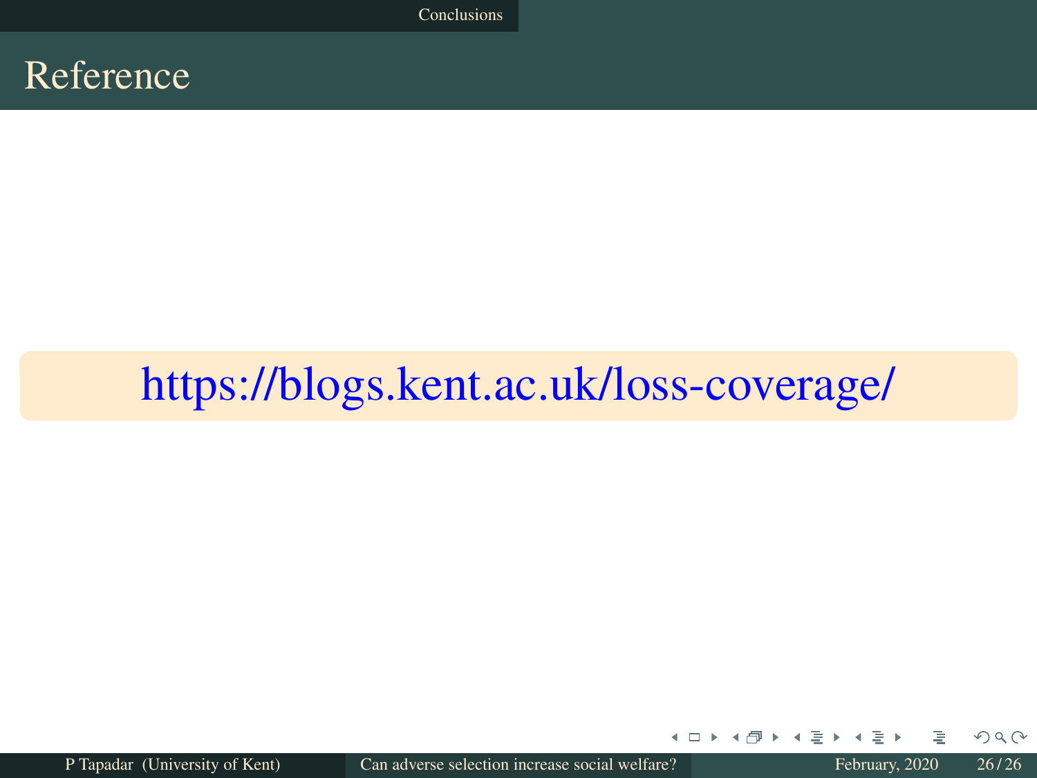# Reference

https://blogs.kent.ac.uk/loss-coverage/